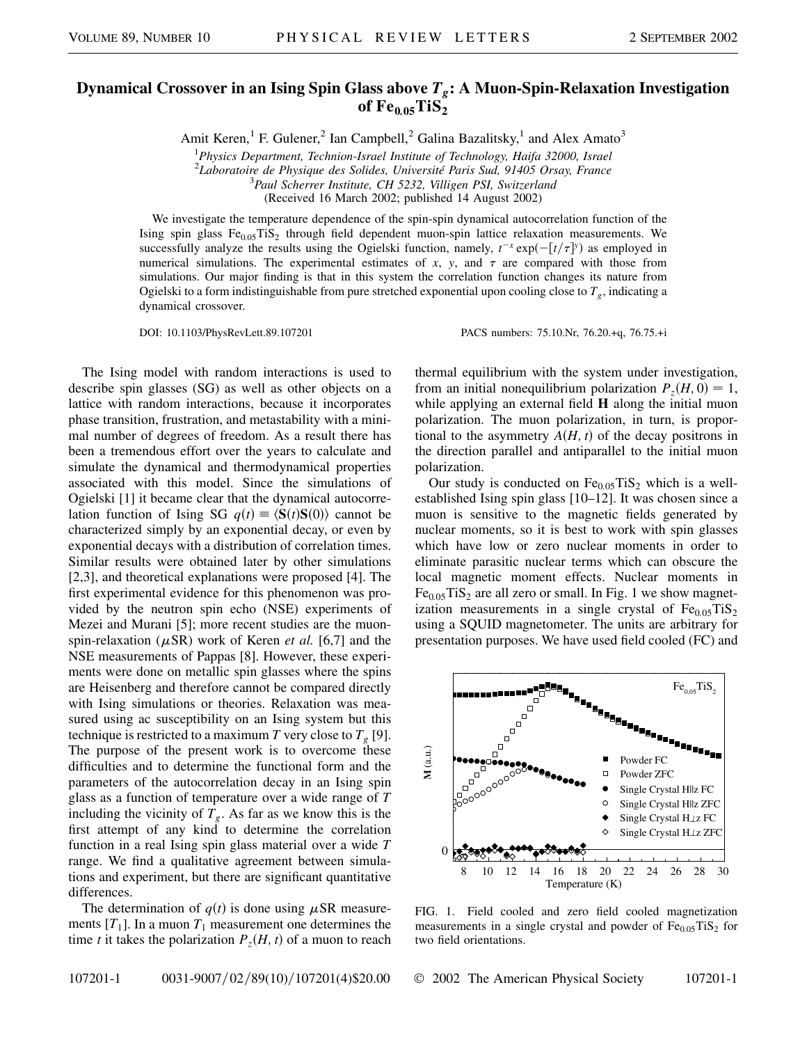# Dynamical Crossover in an Ising Spin Glass above $T_g$: A Muon-Spin-Relaxation Investigation of $Fe_{0.05}TiS_2$

Amit Keren,[1] F. Gulener,[2] Ian Campbell,[2] Galina Bazalitsky,[1] and Alex Amato[3]

[1]*Physics Department, Technion-Israel Institute of Technology, Haifa 32000, Israel*
[2]*Laboratoire de Physique des Solides, Université Paris Sud, 91405 Orsay, France*
[3]*Paul Scherrer Institute, CH 5232, Villigen PSI, Switzerland*
(Received 16 March 2002; published 14 August 2002)

We investigate the temperature dependence of the spin-spin dynamical autocorrelation function of the Ising spin glass $Fe_{0.05}TiS_2$ through field dependent muon-spin lattice relaxation measurements. We successfully analyze the results using the Ogielski function, namely, $t^{-x}\exp(-[t/\tau]^y)$ as employed in numerical simulations. The experimental estimates of $x$, $y$, and $\tau$ are compared with those from simulations. Our major finding is that in this system the correlation function changes its nature from Ogielski to a form indistinguishable from pure stretched exponential upon cooling close to $T_g$, indicating a dynamical crossover.

DOI: 10.1103/PhysRevLett.89.107201 PACS numbers: 75.10.Nr, 76.20.+q, 76.75.+i

The Ising model with random interactions is used to describe spin glasses (SG) as well as other objects on a lattice with random interactions, because it incorporates phase transition, frustration, and metastability with a minimal number of degrees of freedom. As a result there has been a tremendous effort over the years to calculate and simulate the dynamical and thermodynamical properties associated with this model. Since the simulations of Ogielski [1] it became clear that the dynamical autocorrelation function of Ising SG $q(t) \equiv \langle \mathbf{S}(t)\mathbf{S}(0)\rangle$ cannot be characterized simply by an exponential decay, or even by exponential decays with a distribution of correlation times. Similar results were obtained later by other simulations [2,3], and theoretical explanations were proposed [4]. The first experimental evidence for this phenomenon was provided by the neutron spin echo (NSE) experiments of Mezei and Murani [5]; more recent studies are the muon-spin-relaxation ($\mu$SR) work of Keren *et al.* [6,7] and the NSE measurements of Pappas [8]. However, these experiments were done on metallic spin glasses where the spins are Heisenberg and therefore cannot be compared directly with Ising simulations or theories. Relaxation was measured using ac susceptibility on an Ising system but this technique is restricted to a maximum $T$ very close to $T_g$ [9]. The purpose of the present work is to overcome these difficulties and to determine the functional form and the parameters of the autocorrelation decay in an Ising spin glass as a function of temperature over a wide range of $T$ including the vicinity of $T_g$. As far as we know this is the first attempt of any kind to determine the correlation function in a real Ising spin glass material over a wide $T$ range. We find a qualitative agreement between simulations and experiment, but there are significant quantitative differences.

The determination of $q(t)$ is done using $\mu$SR measurements [$T_1$]. In a muon $T_1$ measurement one determines the time $t$ it takes the polarization $P_z(H, t)$ of a muon to reach thermal equilibrium with the system under investigation, from an initial nonequilibrium polarization $P_z(H, 0) = 1$, while applying an external field $\mathbf{H}$ along the initial muon polarization. The muon polarization, in turn, is proportional to the asymmetry $A(H, t)$ of the decay positrons in the direction parallel and antiparallel to the initial muon polarization.

Our study is conducted on $Fe_{0.05}TiS_2$ which is a well-established Ising spin glass [10–12]. It was chosen since a muon is sensitive to the magnetic fields generated by nuclear moments, so it is best to work with spin glasses which have low or zero nuclear moments in order to eliminate parasitic nuclear terms which can obscure the local magnetic moment effects. Nuclear moments in $Fe_{0.05}TiS_2$ are all zero or small. In Fig. 1 we show magnetization measurements in a single crystal of $Fe_{0.05}TiS_2$ using a SQUID magnetometer. The units are arbitrary for presentation purposes. We have used field cooled (FC) and

FIG. 1. Field cooled and zero field cooled magnetization measurements in a single crystal and powder of $Fe_{0.05}TiS_2$ for two field orientations.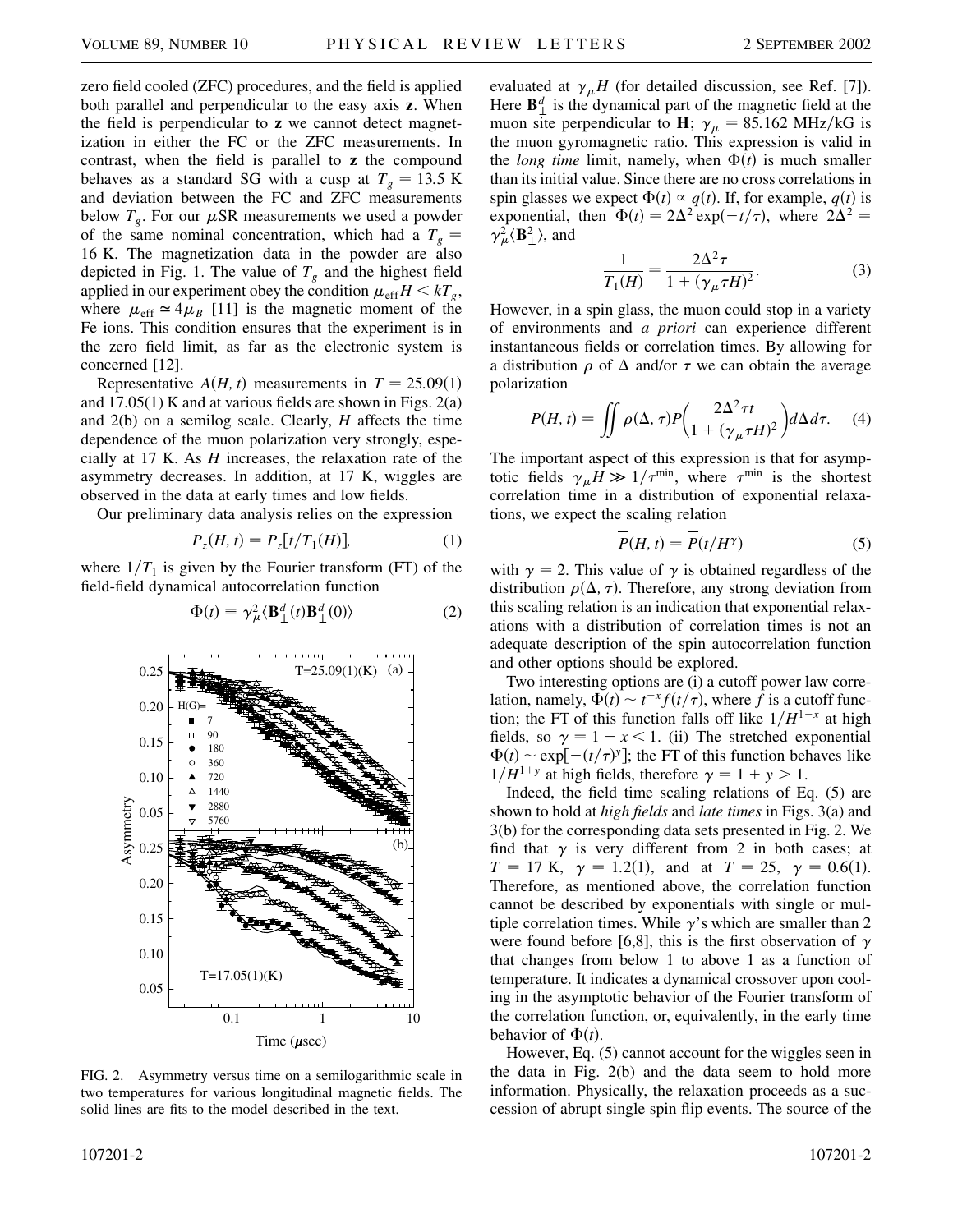zero field cooled (ZFC) procedures, and the field is applied both parallel and perpendicular to the easy axis **z**. When the field is perpendicular to **z** we cannot detect magnetization in either the FC or the ZFC measurements. In contrast, when the field is parallel to **z** the compound behaves as a standard SG with a cusp at $T_g = 13.5$ K and deviation between the FC and ZFC measurements below $T_g$. For our $\mu$SR measurements we used a powder of the same nominal concentration, which had a $T_g = 16$ K. The magnetization data in the powder are also depicted in Fig. 1. The value of $T_g$ and the highest field applied in our experiment obey the condition $\mu_{\text{eff}} H < kT_g$, where $\mu_{\text{eff}} \simeq 4\mu_B$ [11] is the magnetic moment of the Fe ions. This condition ensures that the experiment is in the zero field limit, as far as the electronic system is concerned [12].

Representative $A(H, t)$ measurements in $T = 25.09(1)$ and $17.05(1)$ K and at various fields are shown in Figs. 2(a) and 2(b) on a semilog scale. Clearly, $H$ affects the time dependence of the muon polarization very strongly, especially at 17 K. As $H$ increases, the relaxation rate of the asymmetry decreases. In addition, at 17 K, wiggles are observed in the data at early times and low fields.

Our preliminary data analysis relies on the expression

$$P_z(H, t) = P_z[t/T_1(H)], \tag{1}$$

where $1/T_1$ is given by the Fourier transform (FT) of the field-field dynamical autocorrelation function

$$\Phi(t) \equiv \gamma_\mu^2 \langle \mathbf{B}_\perp^d(t) \mathbf{B}_\perp^d(0) \rangle \tag{2}$$

FIG. 2. Asymmetry versus time on a semilogarithmic scale in two temperatures for various longitudinal magnetic fields. The solid lines are fits to the model described in the text.

evaluated at $\gamma_\mu H$ (for detailed discussion, see Ref. [7]). Here $\mathbf{B}_\perp^d$ is the dynamical part of the magnetic field at the muon site perpendicular to $\mathbf{H}$; $\gamma_\mu = 85.162$ MHz/kG is the muon gyromagnetic ratio. This expression is valid in the *long time* limit, namely, when $\Phi(t)$ is much smaller than its initial value. Since there are no cross correlations in spin glasses we expect $\Phi(t) \propto q(t)$. If, for example, $q(t)$ is exponential, then $\Phi(t) = 2\Delta^2 \exp(-t/\tau)$, where $2\Delta^2 = \gamma_\mu^2 \langle \mathbf{B}_\perp^2 \rangle$, and

$$\frac{1}{T_1(H)} = \frac{2\Delta^2 \tau}{1 + (\gamma_\mu \tau H)^2}. \tag{3}$$

However, in a spin glass, the muon could stop in a variety of environments and *a priori* can experience different instantaneous fields or correlation times. By allowing for a distribution $\rho$ of $\Delta$ and/or $\tau$ we can obtain the average polarization

$$\overline{P}(H, t) = \iint \rho(\Delta, \tau) P\left( \frac{2\Delta^2 \tau t}{1 + (\gamma_\mu \tau H)^2} \right) d\Delta d\tau. \tag{4}$$

The important aspect of this expression is that for asymptotic fields $\gamma_\mu H \gg 1/\tau^{\min}$, where $\tau^{\min}$ is the shortest correlation time in a distribution of exponential relaxations, we expect the scaling relation

$$\overline{P}(H, t) = \overline{P}(t/H^\gamma) \tag{5}$$

with $\gamma = 2$. This value of $\gamma$ is obtained regardless of the distribution $\rho(\Delta, \tau)$. Therefore, any strong deviation from this scaling relation is an indication that exponential relaxations with a distribution of correlation times is not an adequate description of the spin autocorrelation function and other options should be explored.

Two interesting options are (i) a cutoff power law correlation, namely, $\Phi(t) \sim t^{-x} f(t/\tau)$, where $f$ is a cutoff function; the FT of this function falls off like $1/H^{1-x}$ at high fields, so $\gamma = 1 - x < 1$. (ii) The stretched exponential $\Phi(t) \sim \exp[-(t/\tau)^y]$; the FT of this function behaves like $1/H^{1+y}$ at high fields, therefore $\gamma = 1 + y > 1$.

Indeed, the field time scaling relations of Eq. (5) are shown to hold at *high fields* and *late times* in Figs. 3(a) and 3(b) for the corresponding data sets presented in Fig. 2. We find that $\gamma$ is very different from 2 in both cases; at $T = 17$ K, $\gamma = 1.2(1)$, and at $T = 25$, $\gamma = 0.6(1)$. Therefore, as mentioned above, the correlation function cannot be described by exponentials with single or multiple correlation times. While $\gamma$'s which are smaller than 2 were found before [6,8], this is the first observation of $\gamma$ that changes from below 1 to above 1 as a function of temperature. It indicates a dynamical crossover upon cooling in the asymptotic behavior of the Fourier transform of the correlation function, or, equivalently, in the early time behavior of $\Phi(t)$.

However, Eq. (5) cannot account for the wiggles seen in the data in Fig. 2(b) and the data seem to hold more information. Physically, the relaxation proceeds as a succession of abrupt single spin flip events. The source of the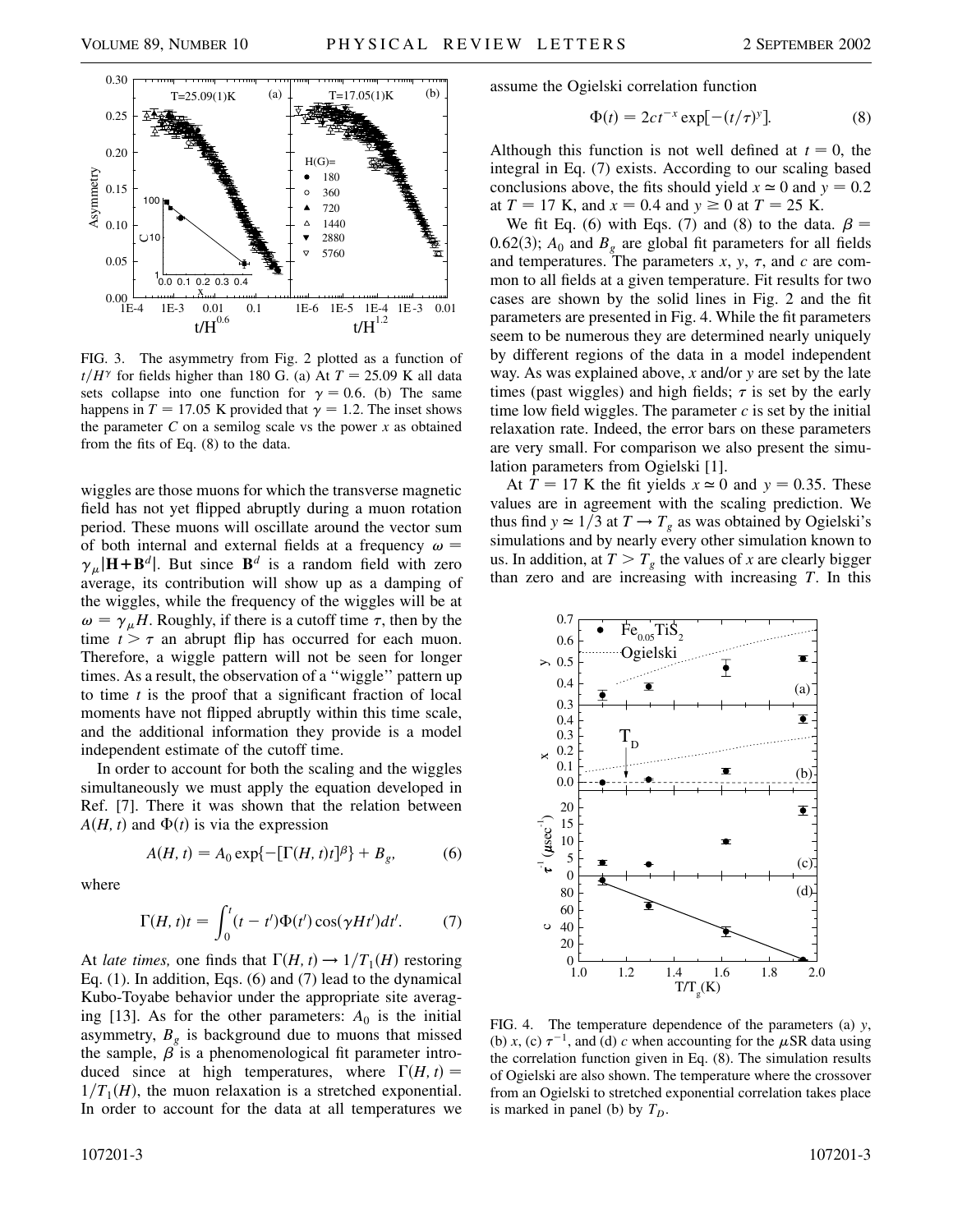FIG. 3. The asymmetry from Fig. 2 plotted as a function of $t/H^{\gamma}$ for fields higher than 180 G. (a) At $T = 25.09$ K all data sets collapse into one function for $\gamma = 0.6$. (b) The same happens in $T = 17.05$ K provided that $\gamma = 1.2$. The inset shows the parameter $C$ on a semilog scale vs the power $x$ as obtained from the fits of Eq. (8) to the data.

wiggles are those muons for which the transverse magnetic field has not yet flipped abruptly during a muon rotation period. These muons will oscillate around the vector sum of both internal and external fields at a frequency $\omega = \gamma_{\mu}|\mathbf{H}+\mathbf{B}^{d}|$. But since $\mathbf{B}^{d}$ is a random field with zero average, its contribution will show up as a damping of the wiggles, while the frequency of the wiggles will be at $\omega = \gamma_{\mu}H$. Roughly, if there is a cutoff time $\tau$, then by the time $t > \tau$ an abrupt flip has occurred for each muon. Therefore, a wiggle pattern will not be seen for longer times. As a result, the observation of a "wiggle" pattern up to time $t$ is the proof that a significant fraction of local moments have not flipped abruptly within this time scale, and the additional information they provide is a model independent estimate of the cutoff time.

In order to account for both the scaling and the wiggles simultaneously we must apply the equation developed in Ref. [7]. There it was shown that the relation between $A(H, t)$ and $\Phi(t)$ is via the expression

$$A(H, t) = A_0 \exp\{-[\Gamma(H, t)t]^{\beta}\} + B_g, \tag{6}$$

where

$$\Gamma(H, t)t = \int_0^t (t - t')\Phi(t')\cos(\gamma H t')dt'. \tag{7}$$

At *late times,* one finds that $\Gamma(H, t) \to 1/T_1(H)$ restoring Eq. (1). In addition, Eqs. (6) and (7) lead to the dynamical Kubo-Toyabe behavior under the appropriate site averaging [13]. As for the other parameters: $A_0$ is the initial asymmetry, $B_g$ is background due to muons that missed the sample, $\beta$ is a phenomenological fit parameter introduced since at high temperatures, where $\Gamma(H, t) = 1/T_1(H)$, the muon relaxation is a stretched exponential. In order to account for the data at all temperatures we assume the Ogielski correlation function

$$\Phi(t) = 2ct^{-x} \exp[-(t/\tau)^{y}]. \tag{8}$$

Although this function is not well defined at $t = 0$, the integral in Eq. (7) exists. According to our scaling based conclusions above, the fits should yield $x \simeq 0$ and $y = 0.2$ at $T = 17$ K, and $x = 0.4$ and $y \geq 0$ at $T = 25$ K.

We fit Eq. (6) with Eqs. (7) and (8) to the data. $\beta = 0.62(3)$; $A_0$ and $B_g$ are global fit parameters for all fields and temperatures. The parameters $x$, $y$, $\tau$, and $c$ are common to all fields at a given temperature. Fit results for two cases are shown by the solid lines in Fig. 2 and the fit parameters are presented in Fig. 4. While the fit parameters seem to be numerous they are determined nearly uniquely by different regions of the data in a model independent way. As was explained above, $x$ and/or $y$ are set by the late times (past wiggles) and high fields; $\tau$ is set by the early time low field wiggles. The parameter $c$ is set by the initial relaxation rate. Indeed, the error bars on these parameters are very small. For comparison we also present the simulation parameters from Ogielski [1].

At $T = 17$ K the fit yields $x \simeq 0$ and $y = 0.35$. These values are in agreement with the scaling prediction. We thus find $y \simeq 1/3$ at $T \to T_g$ as was obtained by Ogielski's simulations and by nearly every other simulation known to us. In addition, at $T > T_g$ the values of $x$ are clearly bigger than zero and are increasing with increasing $T$. In this

FIG. 4. The temperature dependence of the parameters (a) $y$, (b) $x$, (c) $\tau^{-1}$, and (d) $c$ when accounting for the $\mu$SR data using the correlation function given in Eq. (8). The simulation results of Ogielski are also shown. The temperature where the crossover from an Ogielski to stretched exponential correlation takes place is marked in panel (b) by $T_D$.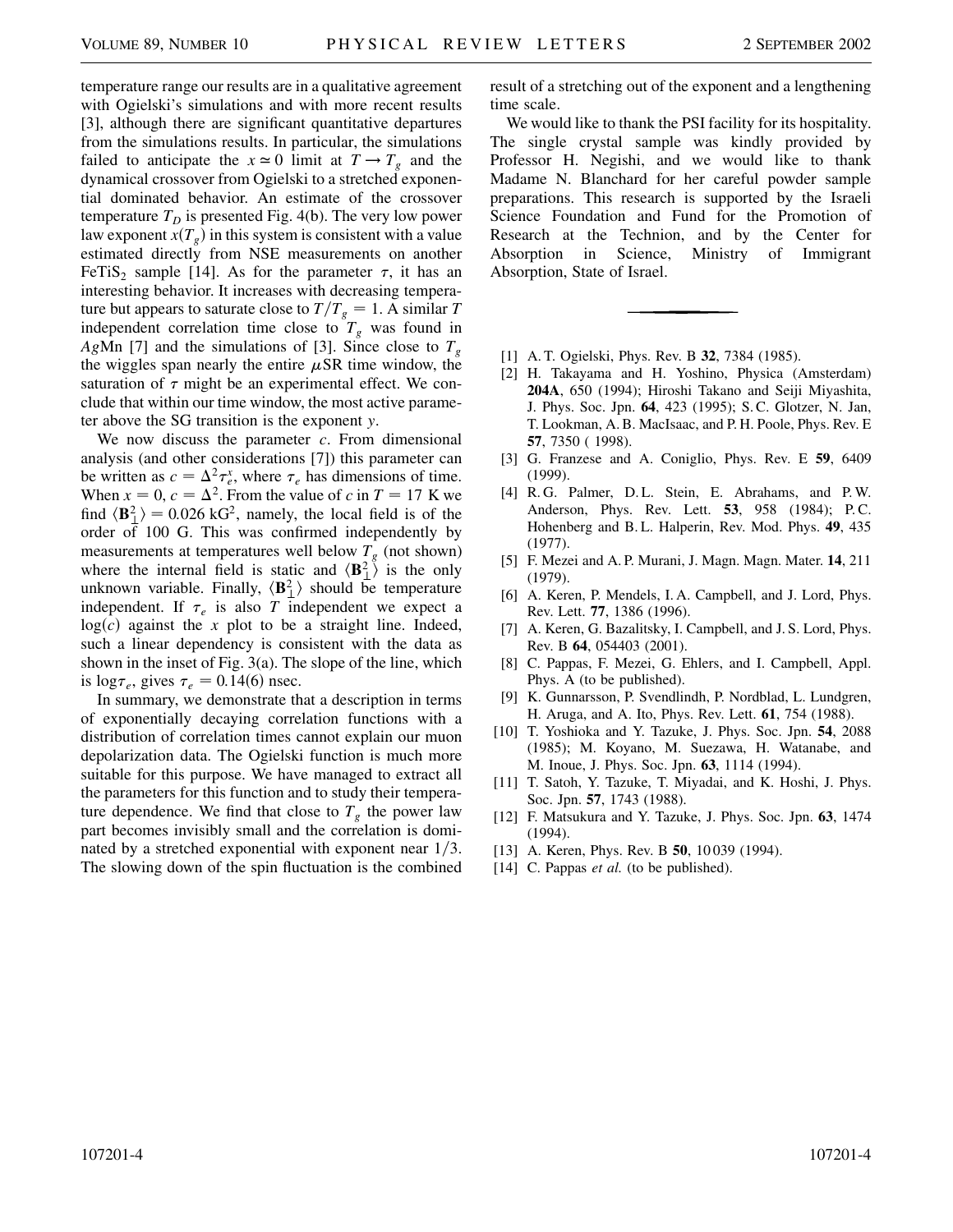temperature range our results are in a qualitative agreement with Ogielski's simulations and with more recent results [3], although there are significant quantitative departures from the simulations results. In particular, the simulations failed to anticipate the $x \simeq 0$ limit at $T \rightarrow T_g$ and the dynamical crossover from Ogielski to a stretched exponential dominated behavior. An estimate of the crossover temperature $T_D$ is presented Fig. 4(b). The very low power law exponent $x(T_g)$ in this system is consistent with a value estimated directly from NSE measurements on another $FeTiS_2$ sample [14]. As for the parameter $\tau$, it has an interesting behavior. It increases with decreasing temperature but appears to saturate close to $T/T_g = 1$. A similar $T$ independent correlation time close to $T_g$ was found in *Ag*Mn [7] and the simulations of [3]. Since close to $T_g$ the wiggles span nearly the entire $\mu$SR time window, the saturation of $\tau$ might be an experimental effect. We conclude that within our time window, the most active parameter above the SG transition is the exponent $y$.

We now discuss the parameter $c$. From dimensional analysis (and other considerations [7]) this parameter can be written as $c = \Delta^2 \tau_e^x$, where $\tau_e$ has dimensions of time. When $x = 0$, $c = \Delta^2$. From the value of $c$ in $T = 17$ K we find $\langle \mathbf{B}_\perp^2 \rangle = 0.026$ kG$^2$, namely, the local field is of the order of 100 G. This was confirmed independently by measurements at temperatures well below $T_g$ (not shown) where the internal field is static and $\langle \mathbf{B}_\perp^2 \rangle$ is the only unknown variable. Finally, $\langle \mathbf{B}_\perp^2 \rangle$ should be temperature independent. If $\tau_e$ is also $T$ independent we expect a $\log(c)$ against the $x$ plot to be a straight line. Indeed, such a linear dependency is consistent with the data as shown in the inset of Fig. 3(a). The slope of the line, which is $\log \tau_e$, gives $\tau_e = 0.14(6)$ nsec.

In summary, we demonstrate that a description in terms of exponentially decaying correlation functions with a distribution of correlation times cannot explain our muon depolarization data. The Ogielski function is much more suitable for this purpose. We have managed to extract all the parameters for this function and to study their temperature dependence. We find that close to $T_g$ the power law part becomes invisibly small and the correlation is dominated by a stretched exponential with exponent near $1/3$. The slowing down of the spin fluctuation is the combined result of a stretching out of the exponent and a lengthening time scale.

We would like to thank the PSI facility for its hospitality. The single crystal sample was kindly provided by Professor H. Negishi, and we would like to thank Madame N. Blanchard for her careful powder sample preparations. This research is supported by the Israeli Science Foundation and Fund for the Promotion of Research at the Technion, and by the Center for Absorption in Science, Ministry of Immigrant Absorption, State of Israel.

---

[1] A. T. Ogielski, Phys. Rev. B **32**, 7384 (1985).

[2] H. Takayama and H. Yoshino, Physica (Amsterdam) **204A**, 650 (1994); Hiroshi Takano and Seiji Miyashita, J. Phys. Soc. Jpn. **64**, 423 (1995); S. C. Glotzer, N. Jan, T. Lookman, A. B. MacIsaac, and P. H. Poole, Phys. Rev. E **57**, 7350 ( 1998).

[3] G. Franzese and A. Coniglio, Phys. Rev. E **59**, 6409 (1999).

[4] R. G. Palmer, D. L. Stein, E. Abrahams, and P. W. Anderson, Phys. Rev. Lett. **53**, 958 (1984); P. C. Hohenberg and B. L. Halperin, Rev. Mod. Phys. **49**, 435 (1977).

[5] F. Mezei and A. P. Murani, J. Magn. Magn. Mater. **14**, 211 (1979).

[6] A. Keren, P. Mendels, I. A. Campbell, and J. Lord, Phys. Rev. Lett. **77**, 1386 (1996).

[7] A. Keren, G. Bazalitsky, I. Campbell, and J. S. Lord, Phys. Rev. B **64**, 054403 (2001).

[8] C. Pappas, F. Mezei, G. Ehlers, and I. Campbell, Appl. Phys. A (to be published).

[9] K. Gunnarsson, P. Svendlindh, P. Nordblad, L. Lundgren, H. Aruga, and A. Ito, Phys. Rev. Lett. **61**, 754 (1988).

[10] T. Yoshioka and Y. Tazuke, J. Phys. Soc. Jpn. **54**, 2088 (1985); M. Koyano, M. Suezawa, H. Watanabe, and M. Inoue, J. Phys. Soc. Jpn. **63**, 1114 (1994).

[11] T. Satoh, Y. Tazuke, T. Miyadai, and K. Hoshi, J. Phys. Soc. Jpn. **57**, 1743 (1988).

[12] F. Matsukura and Y. Tazuke, J. Phys. Soc. Jpn. **63**, 1474 (1994).

[13] A. Keren, Phys. Rev. B **50**, 10 039 (1994).

[14] C. Pappas *et al.* (to be published).